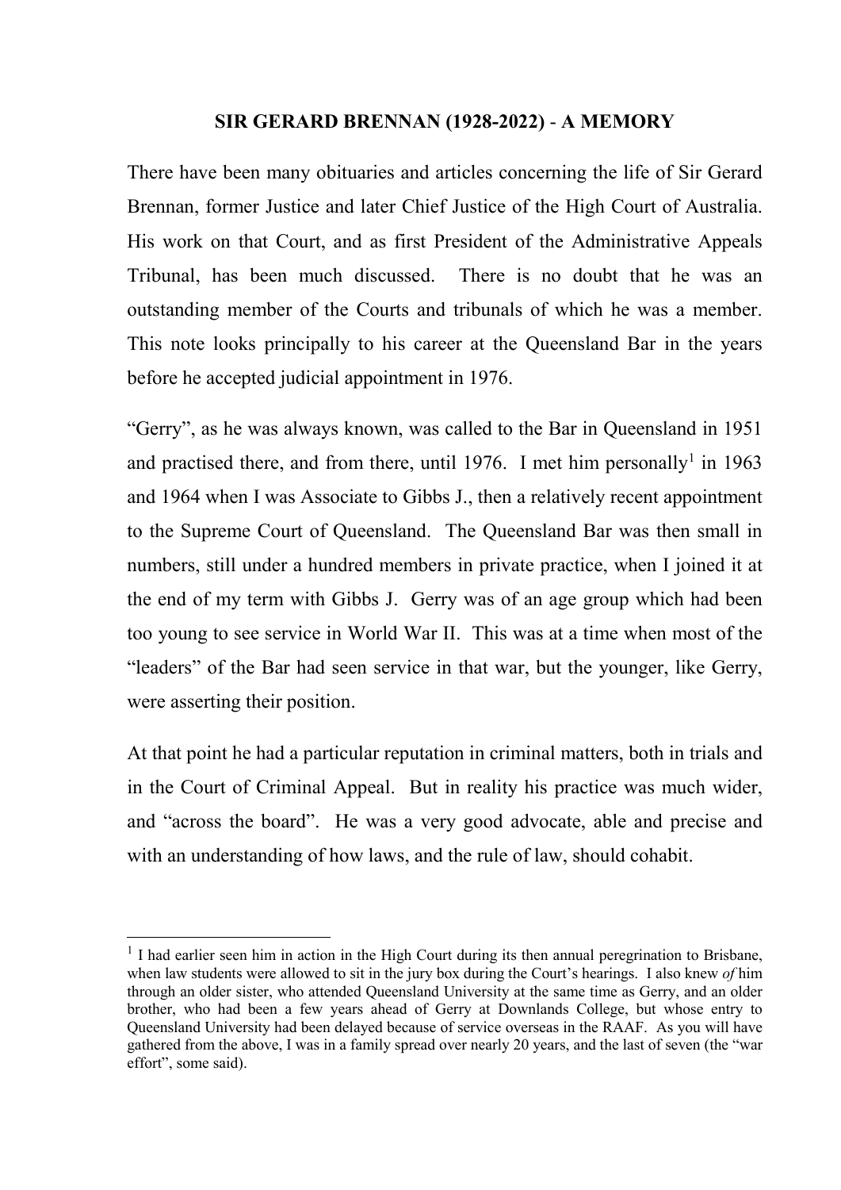# SIR GERARD BRENNAN (1928-2022) - A MEMORY

There have been many obituaries and articles concerning the life of Sir Gerard Brennan, former Justice and later Chief Justice of the High Court of Australia. His work on that Court, and as first President of the Administrative Appeals Tribunal, has been much discussed. There is no doubt that he was an outstanding member of the Courts and tribunals of which he was a member. This note looks principally to his career at the Queensland Bar in the years before he accepted judicial appointment in 1976.

"Gerry", as he was always known, was called to the Bar in Queensland in 1951 and practised there, and from there, until 1976. I met him personally[1] in 1963 and 1964 when I was Associate to Gibbs J., then a relatively recent appointment to the Supreme Court of Queensland. The Queensland Bar was then small in numbers, still under a hundred members in private practice, when I joined it at the end of my term with Gibbs J. Gerry was of an age group which had been too young to see service in World War II. This was at a time when most of the "leaders" of the Bar had seen service in that war, but the younger, like Gerry, were asserting their position.

At that point he had a particular reputation in criminal matters, both in trials and in the Court of Criminal Appeal. But in reality his practice was much wider, and "across the board". He was a very good advocate, able and precise and with an understanding of how laws, and the rule of law, should cohabit.

---

[1] I had earlier seen him in action in the High Court during its then annual peregrination to Brisbane, when law students were allowed to sit in the jury box during the Court's hearings. I also knew *of* him through an older sister, who attended Queensland University at the same time as Gerry, and an older brother, who had been a few years ahead of Gerry at Downlands College, but whose entry to Queensland University had been delayed because of service overseas in the RAAF. As you will have gathered from the above, I was in a family spread over nearly 20 years, and the last of seven (the "war effort", some said).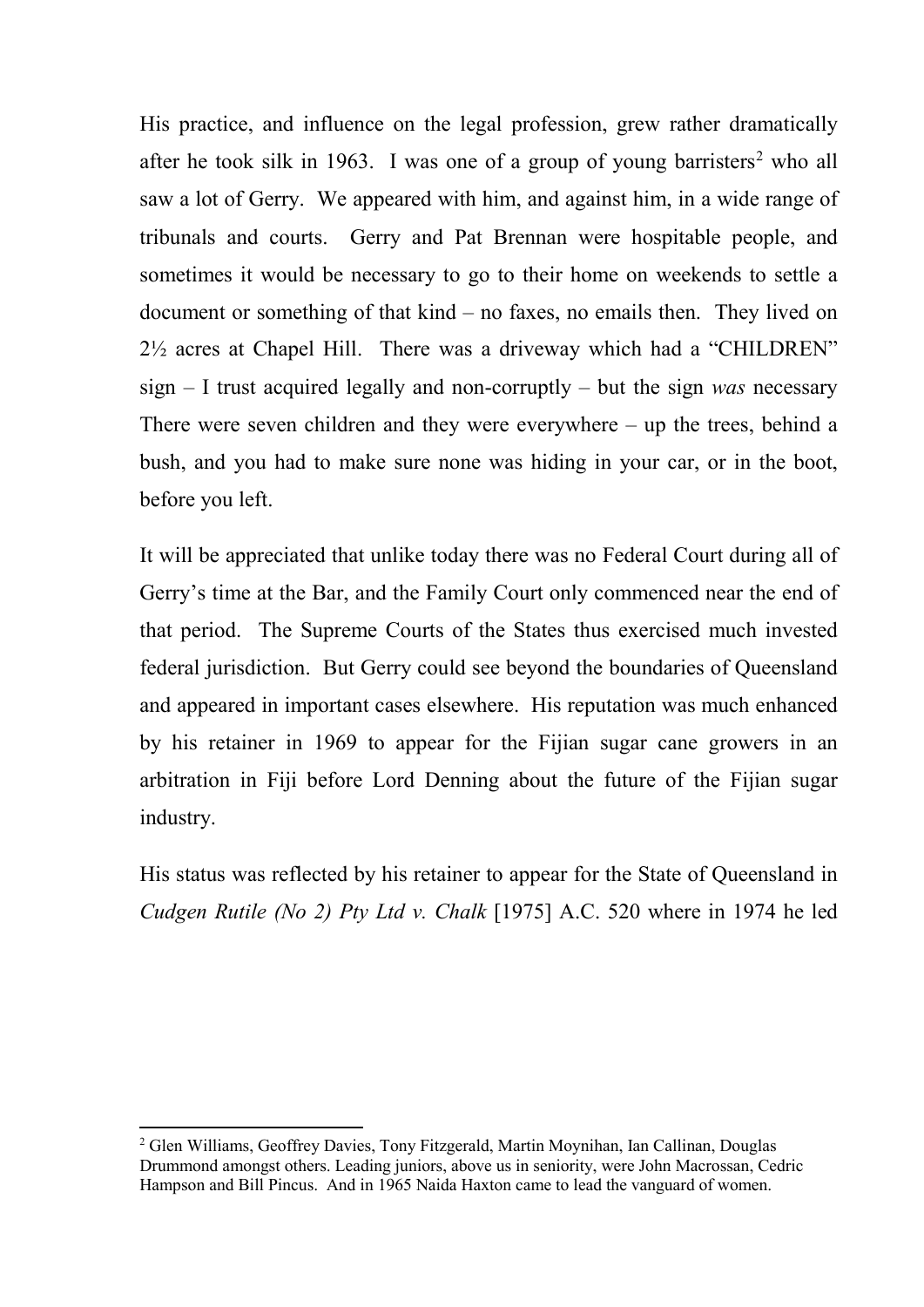His practice, and influence on the legal profession, grew rather dramatically after he took silk in 1963. I was one of a group of young barristers[2] who all saw a lot of Gerry. We appeared with him, and against him, in a wide range of tribunals and courts. Gerry and Pat Brennan were hospitable people, and sometimes it would be necessary to go to their home on weekends to settle a document or something of that kind – no faxes, no emails then. They lived on 2½ acres at Chapel Hill. There was a driveway which had a "CHILDREN" sign – I trust acquired legally and non-corruptly – but the sign *was* necessary There were seven children and they were everywhere – up the trees, behind a bush, and you had to make sure none was hiding in your car, or in the boot, before you left.

It will be appreciated that unlike today there was no Federal Court during all of Gerry's time at the Bar, and the Family Court only commenced near the end of that period. The Supreme Courts of the States thus exercised much invested federal jurisdiction. But Gerry could see beyond the boundaries of Queensland and appeared in important cases elsewhere. His reputation was much enhanced by his retainer in 1969 to appear for the Fijian sugar cane growers in an arbitration in Fiji before Lord Denning about the future of the Fijian sugar industry.

His status was reflected by his retainer to appear for the State of Queensland in *Cudgen Rutile (No 2) Pty Ltd v. Chalk* [1975] A.C. 520 where in 1974 he led

---

[2] Glen Williams, Geoffrey Davies, Tony Fitzgerald, Martin Moynihan, Ian Callinan, Douglas Drummond amongst others. Leading juniors, above us in seniority, were John Macrossan, Cedric Hampson and Bill Pincus. And in 1965 Naida Haxton came to lead the vanguard of women.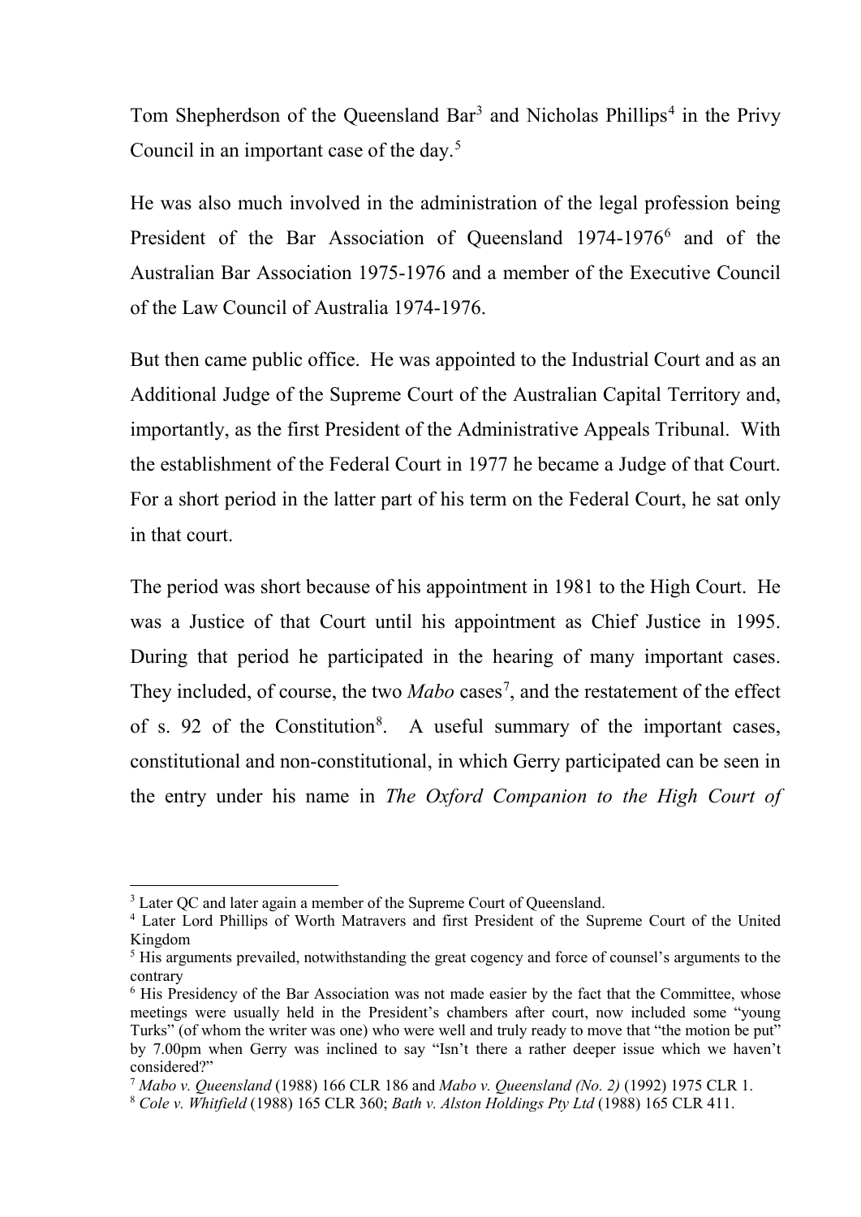Tom Shepherdson of the Queensland Bar[3] and Nicholas Phillips[4] in the Privy Council in an important case of the day.[5]

He was also much involved in the administration of the legal profession being President of the Bar Association of Queensland 1974-1976[6] and of the Australian Bar Association 1975-1976 and a member of the Executive Council of the Law Council of Australia 1974-1976.

But then came public office. He was appointed to the Industrial Court and as an Additional Judge of the Supreme Court of the Australian Capital Territory and, importantly, as the first President of the Administrative Appeals Tribunal. With the establishment of the Federal Court in 1977 he became a Judge of that Court. For a short period in the latter part of his term on the Federal Court, he sat only in that court.

The period was short because of his appointment in 1981 to the High Court. He was a Justice of that Court until his appointment as Chief Justice in 1995. During that period he participated in the hearing of many important cases. They included, of course, the two *Mabo* cases[7], and the restatement of the effect of s. 92 of the Constitution[8]. A useful summary of the important cases, constitutional and non-constitutional, in which Gerry participated can be seen in the entry under his name in *The Oxford Companion to the High Court of*

---

[3] Later QC and later again a member of the Supreme Court of Queensland.

[4] Later Lord Phillips of Worth Matravers and first President of the Supreme Court of the United Kingdom

[5] His arguments prevailed, notwithstanding the great cogency and force of counsel's arguments to the contrary

[6] His Presidency of the Bar Association was not made easier by the fact that the Committee, whose meetings were usually held in the President's chambers after court, now included some "young Turks" (of whom the writer was one) who were well and truly ready to move that "the motion be put" by 7.00pm when Gerry was inclined to say "Isn't there a rather deeper issue which we haven't considered?"

[7] *Mabo v. Queensland* (1988) 166 CLR 186 and *Mabo v. Queensland (No. 2)* (1992) 1975 CLR 1.

[8] *Cole v. Whitfield* (1988) 165 CLR 360; *Bath v. Alston Holdings Pty Ltd* (1988) 165 CLR 411.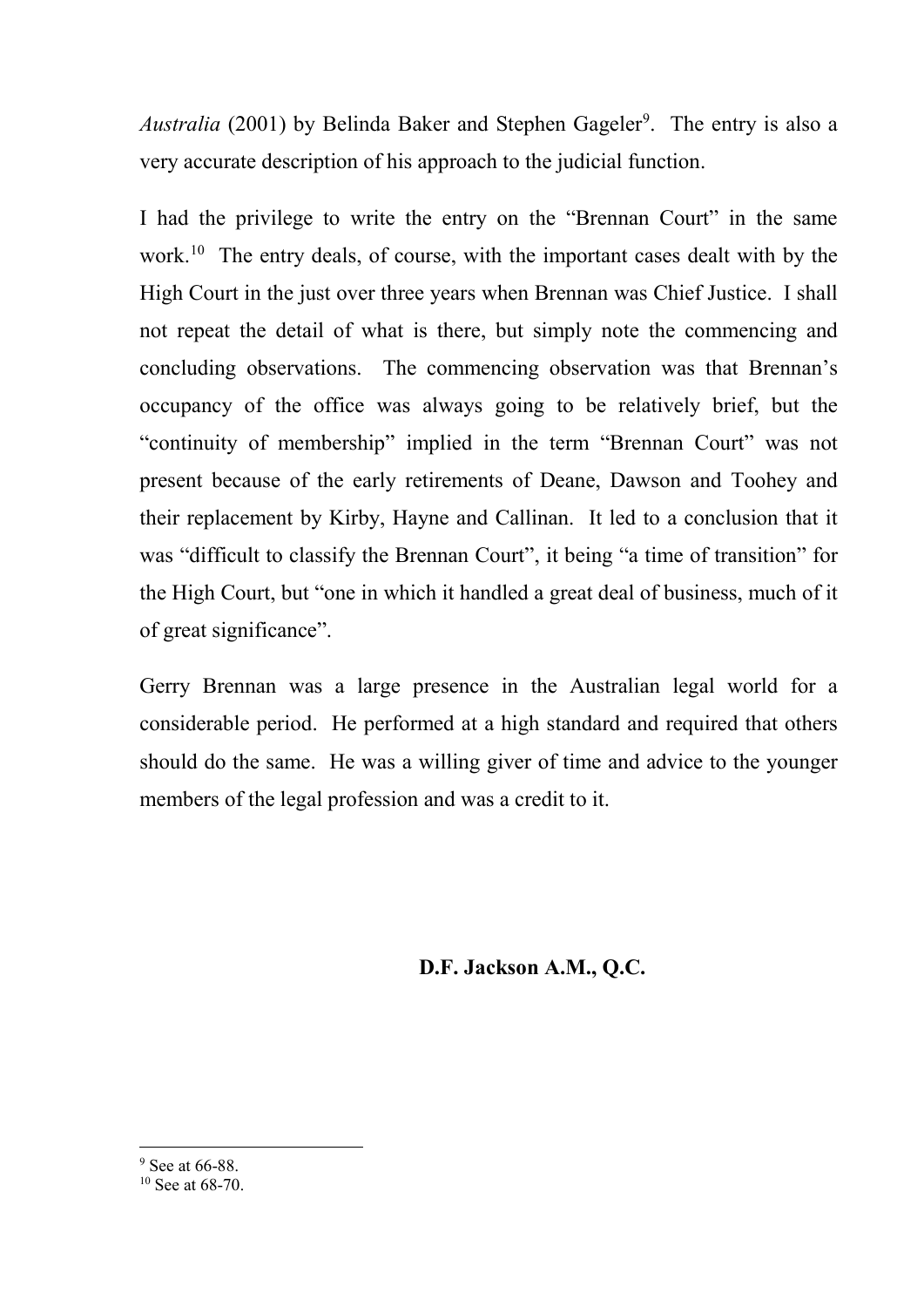*Australia* (2001) by Belinda Baker and Stephen Gageler[9]. The entry is also a very accurate description of his approach to the judicial function.

I had the privilege to write the entry on the "Brennan Court" in the same work.[10] The entry deals, of course, with the important cases dealt with by the High Court in the just over three years when Brennan was Chief Justice. I shall not repeat the detail of what is there, but simply note the commencing and concluding observations. The commencing observation was that Brennan's occupancy of the office was always going to be relatively brief, but the "continuity of membership" implied in the term "Brennan Court" was not present because of the early retirements of Deane, Dawson and Toohey and their replacement by Kirby, Hayne and Callinan. It led to a conclusion that it was "difficult to classify the Brennan Court", it being "a time of transition" for the High Court, but "one in which it handled a great deal of business, much of it of great significance".

Gerry Brennan was a large presence in the Australian legal world for a considerable period. He performed at a high standard and required that others should do the same. He was a willing giver of time and advice to the younger members of the legal profession and was a credit to it.

**D.F. Jackson A.M., Q.C.**

---

[9] See at 66-88.

[10] See at 68-70.